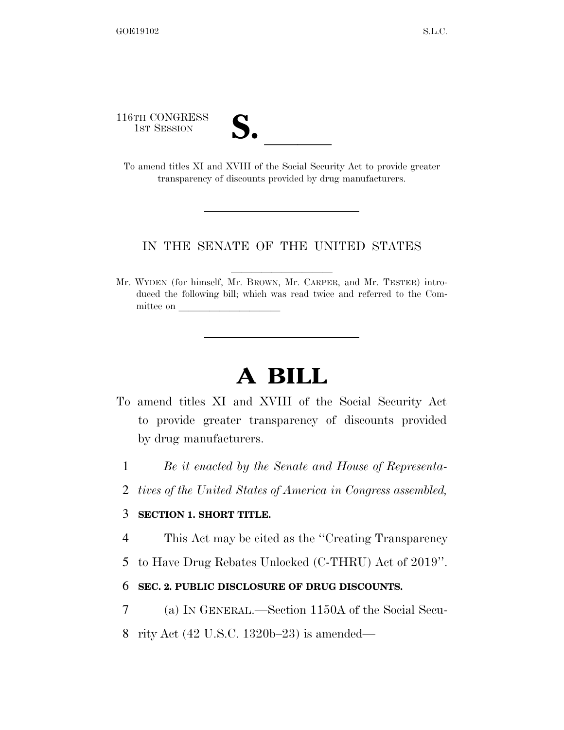116TH CONGRESS
1ST SESSION

# S. \_\_\_\_\_\_

To amend titles XI and XVIII of the Social Security Act to provide greater transparency of discounts provided by drug manufacturers.

---

IN THE SENATE OF THE UNITED STATES

---

Mr. WYDEN (for himself, Mr. BROWN, Mr. CARPER, and Mr. TESTER) introduced the following bill; which was read twice and referred to the Committee on \_\_\_\_\_\_\_\_\_\_\_\_\_\_\_\_\_\_\_\_

---

# A BILL

To amend titles XI and XVIII of the Social Security Act to provide greater transparency of discounts provided by drug manufacturers.

1 *Be it enacted by the Senate and House of Representa-*
2 *tives of the United States of America in Congress assembled,*

3 **SECTION 1. SHORT TITLE.**

4 This Act may be cited as the ''Creating Transparency
5 to Have Drug Rebates Unlocked (C-THRU) Act of 2019''.

6 **SEC. 2. PUBLIC DISCLOSURE OF DRUG DISCOUNTS.**

7 (a) IN GENERAL.—Section 1150A of the Social Secu-
8 rity Act (42 U.S.C. 1320b–23) is amended—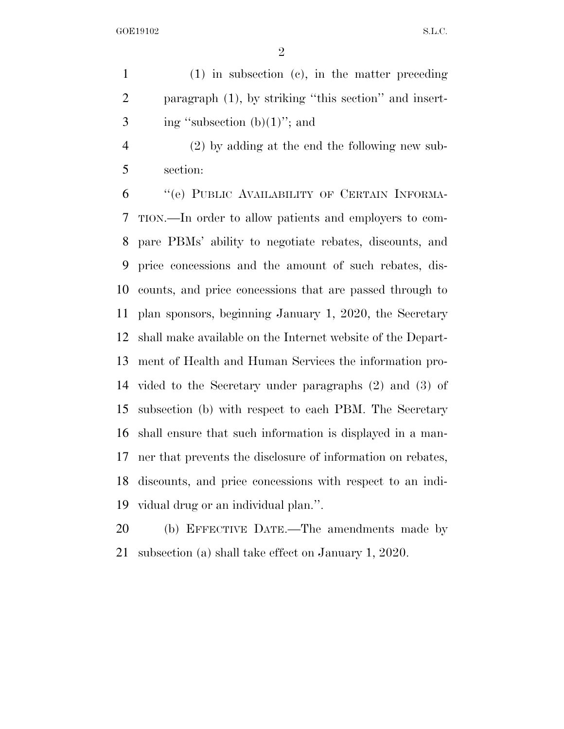(1) in subsection (c), in the matter preceding paragraph (1), by striking ''this section'' and inserting ''subsection (b)(1)''; and

(2) by adding at the end the following new subsection:

''(e) PUBLIC AVAILABILITY OF CERTAIN INFORMATION.—In order to allow patients and employers to compare PBMs' ability to negotiate rebates, discounts, and price concessions and the amount of such rebates, discounts, and price concessions that are passed through to plan sponsors, beginning January 1, 2020, the Secretary shall make available on the Internet website of the Department of Health and Human Services the information provided to the Secretary under paragraphs (2) and (3) of subsection (b) with respect to each PBM. The Secretary shall ensure that such information is displayed in a manner that prevents the disclosure of information on rebates, discounts, and price concessions with respect to an individual drug or an individual plan.''.

(b) EFFECTIVE DATE.—The amendments made by subsection (a) shall take effect on January 1, 2020.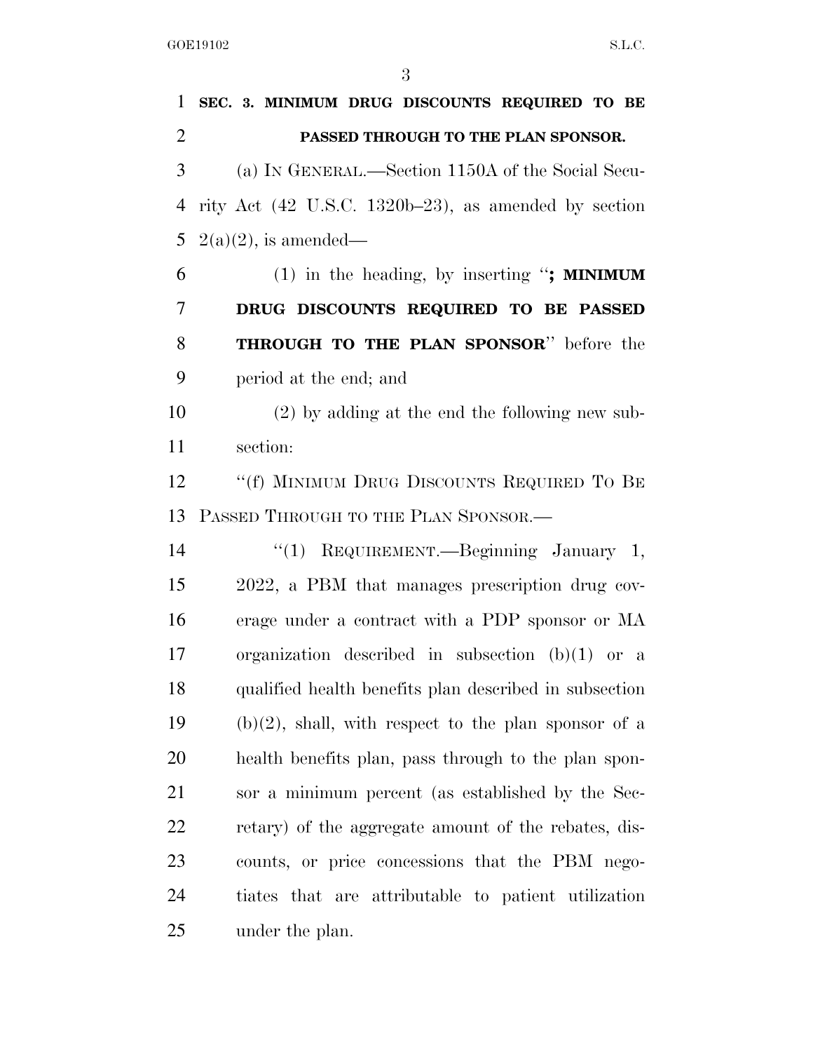**SEC. 3. MINIMUM DRUG DISCOUNTS REQUIRED TO BE PASSED THROUGH TO THE PLAN SPONSOR.**

(a) IN GENERAL.—Section 1150A of the Social Security Act (42 U.S.C. 1320b–23), as amended by section 2(a)(2), is amended—

(1) in the heading, by inserting "**; MINIMUM DRUG DISCOUNTS REQUIRED TO BE PASSED THROUGH TO THE PLAN SPONSOR**" before the period at the end; and

(2) by adding at the end the following new subsection:

"(f) MINIMUM DRUG DISCOUNTS REQUIRED TO BE PASSED THROUGH TO THE PLAN SPONSOR.—

"(1) REQUIREMENT.—Beginning January 1, 2022, a PBM that manages prescription drug coverage under a contract with a PDP sponsor or MA organization described in subsection (b)(1) or a qualified health benefits plan described in subsection (b)(2), shall, with respect to the plan sponsor of a health benefits plan, pass through to the plan sponsor a minimum percent (as established by the Secretary) of the aggregate amount of the rebates, discounts, or price concessions that the PBM negotiates that are attributable to patient utilization under the plan.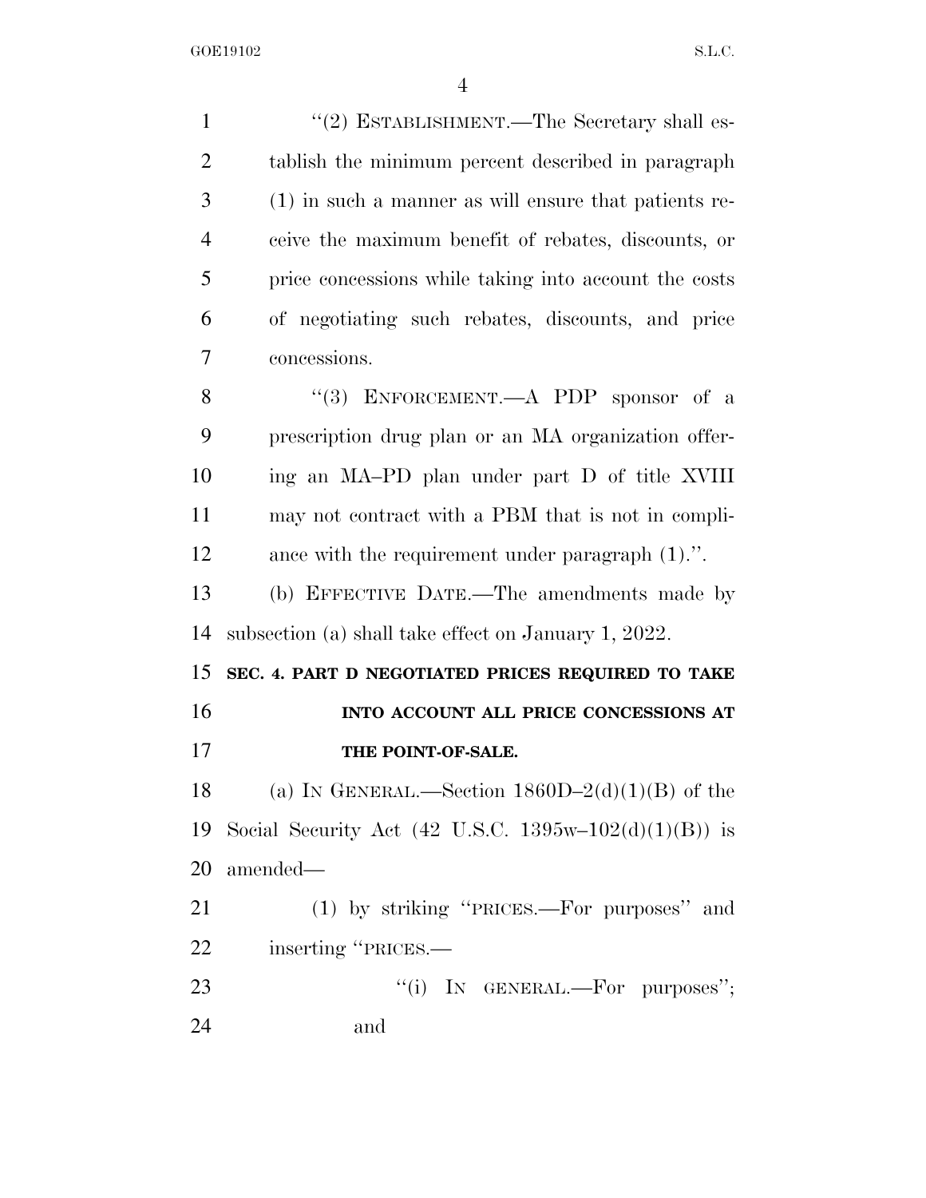"(2) ESTABLISHMENT.—The Secretary shall establish the minimum percent described in paragraph (1) in such a manner as will ensure that patients receive the maximum benefit of rebates, discounts, or price concessions while taking into account the costs of negotiating such rebates, discounts, and price concessions.

"(3) ENFORCEMENT.—A PDP sponsor of a prescription drug plan or an MA organization offering an MA–PD plan under part D of title XVIII may not contract with a PBM that is not in compliance with the requirement under paragraph (1).".

(b) EFFECTIVE DATE.—The amendments made by subsection (a) shall take effect on January 1, 2022.

**SEC. 4. PART D NEGOTIATED PRICES REQUIRED TO TAKE INTO ACCOUNT ALL PRICE CONCESSIONS AT THE POINT-OF-SALE.**

(a) IN GENERAL.—Section 1860D–2(d)(1)(B) of the Social Security Act (42 U.S.C. 1395w–102(d)(1)(B)) is amended—

(1) by striking "PRICES.—For purposes" and inserting "PRICES.—

"(i) IN GENERAL.—For purposes"; and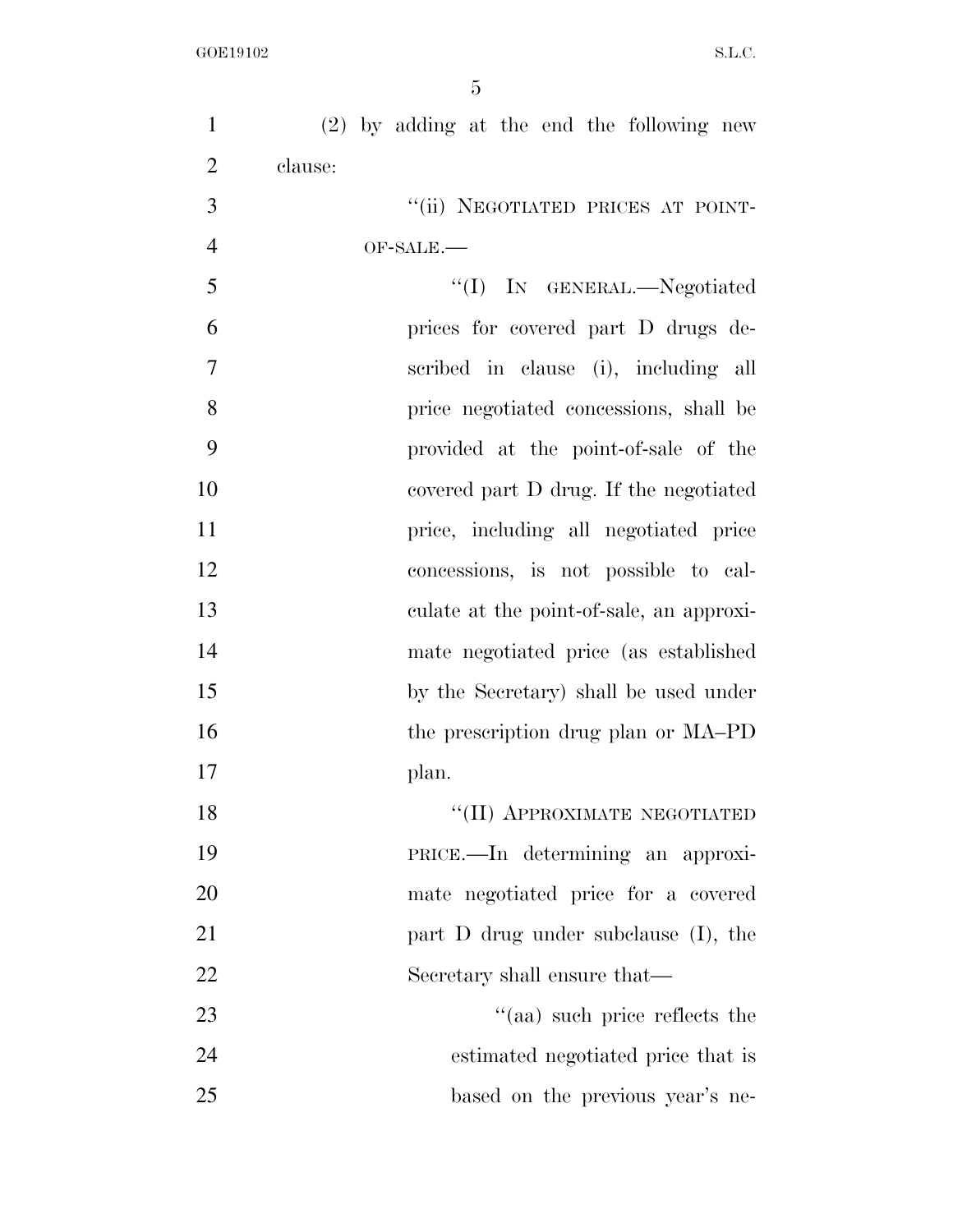(2) by adding at the end the following new clause:

"(ii) NEGOTIATED PRICES AT POINT-OF-SALE.—

"(I) IN GENERAL.—Negotiated prices for covered part D drugs described in clause (i), including all price negotiated concessions, shall be provided at the point-of-sale of the covered part D drug. If the negotiated price, including all negotiated price concessions, is not possible to calculate at the point-of-sale, an approximate negotiated price (as established by the Secretary) shall be used under the prescription drug plan or MA–PD plan.

"(II) APPROXIMATE NEGOTIATED PRICE.—In determining an approximate negotiated price for a covered part D drug under subclause (I), the Secretary shall ensure that—

"(aa) such price reflects the estimated negotiated price that is based on the previous year's ne-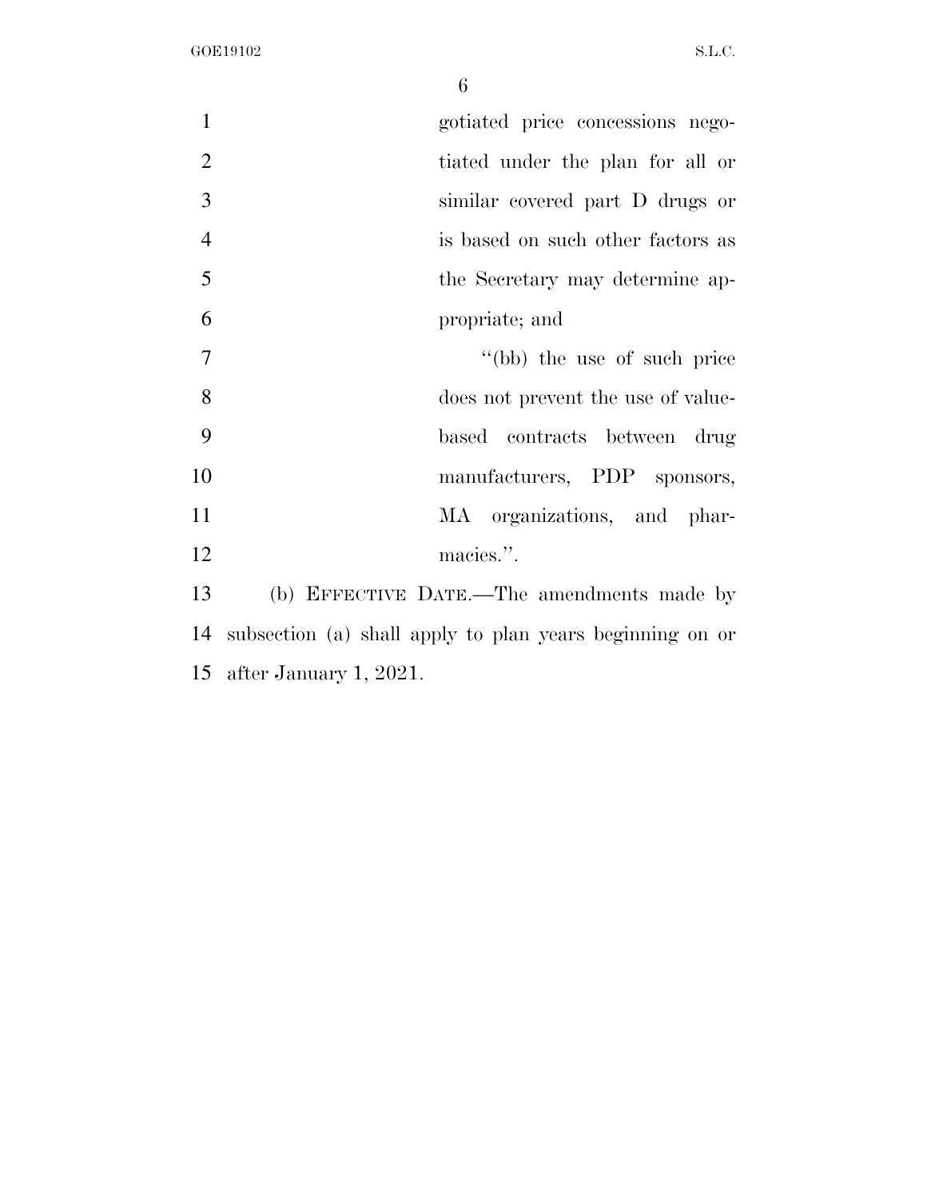gotiated price concessions negotiated under the plan for all or similar covered part D drugs or is based on such other factors as the Secretary may determine appropriate; and

"(bb) the use of such price does not prevent the use of value-based contracts between drug manufacturers, PDP sponsors, MA organizations, and pharmacies.".

(b) EFFECTIVE DATE.—The amendments made by subsection (a) shall apply to plan years beginning on or after January 1, 2021.